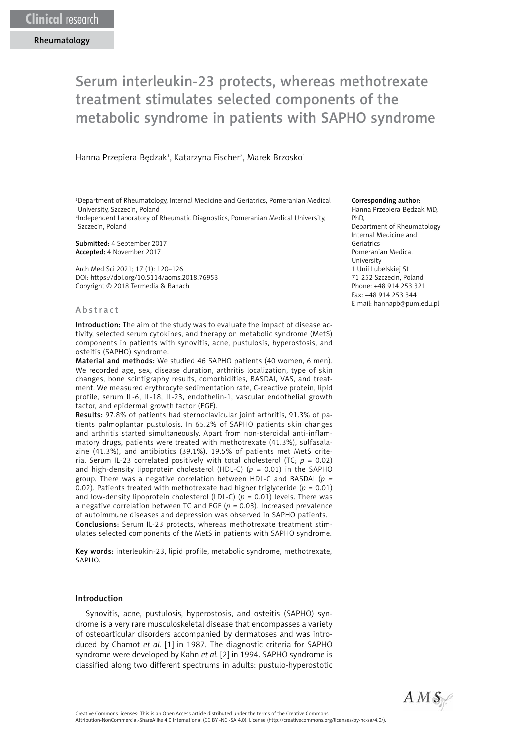Clinical research

Rheumatology

# Serum interleukin-23 protects, whereas methotrexate treatment stimulates selected components of the metabolic syndrome in patients with SAPHO syndrome

Hanna Przepiera-Będzak[1], Katarzyna Fischer[2], Marek Brzosko[1]

[1]Department of Rheumatology, Internal Medicine and Geriatrics, Pomeranian Medical University, Szczecin, Poland
[2]Independent Laboratory of Rheumatic Diagnostics, Pomeranian Medical University, Szczecin, Poland

**Submitted:** 4 September 2017
**Accepted:** 4 November 2017

Arch Med Sci 2021; 17 (1): 120–126
DOI: https://doi.org/10.5114/aoms.2018.76953
Copyright © 2018 Termedia & Banach

**Corresponding author:**
Hanna Przepiera-Będzak MD, PhD,
Department of Rheumatology Internal Medicine and Geriatrics
Pomeranian Medical University
1 Unii Lubelskiej St
71-252 Szczecin, Poland
Phone: +48 914 253 321
Fax: +48 914 253 344
E-mail: hannapb@pum.edu.pl

## Abstract

**Introduction:** The aim of the study was to evaluate the impact of disease activity, selected serum cytokines, and therapy on metabolic syndrome (MetS) components in patients with synovitis, acne, pustulosis, hyperostosis, and osteitis (SAPHO) syndrome.

**Material and methods:** We studied 46 SAPHO patients (40 women, 6 men). We recorded age, sex, disease duration, arthritis localization, type of skin changes, bone scintigraphy results, comorbidities, BASDAI, VAS, and treatment. We measured erythrocyte sedimentation rate, C-reactive protein, lipid profile, serum IL-6, IL-18, IL-23, endothelin-1, vascular endothelial growth factor, and epidermal growth factor (EGF).

**Results:** 97.8% of patients had sternoclavicular joint arthritis, 91.3% of patients palmoplantar pustulosis. In 65.2% of SAPHO patients skin changes and arthritis started simultaneously. Apart from non-steroidal anti-inflammatory drugs, patients were treated with methotrexate (41.3%), sulfasalazine (41.3%), and antibiotics (39.1%). 19.5% of patients met MetS criteria. Serum IL-23 correlated positively with total cholesterol (TC; $p = 0.02$) and high-density lipoprotein cholesterol (HDL-C) ($p = 0.01$) in the SAPHO group. There was a negative correlation between HDL-C and BASDAI ($p = 0.02$). Patients treated with methotrexate had higher triglyceride ($p = 0.01$) and low-density lipoprotein cholesterol (LDL-C) ($p = 0.01$) levels. There was a negative correlation between TC and EGF ($p = 0.03$). Increased prevalence of autoimmune diseases and depression was observed in SAPHO patients.

**Conclusions:** Serum IL-23 protects, whereas methotrexate treatment stimulates selected components of the MetS in patients with SAPHO syndrome.

**Key words:** interleukin-23, lipid profile, metabolic syndrome, methotrexate, SAPHO.

## Introduction

Synovitis, acne, pustulosis, hyperostosis, and osteitis (SAPHO) syndrome is a very rare musculoskeletal disease that encompasses a variety of osteoarticular disorders accompanied by dermatoses and was introduced by Chamot *et al.* [1] in 1987. The diagnostic criteria for SAPHO syndrome were developed by Kahn *et al.* [2] in 1994. SAPHO syndrome is classified along two different spectrums in adults: pustulo-hyperostotic

Creative Commons licenses: This is an Open Access article distributed under the terms of the Creative Commons Attribution-NonCommercial-ShareAlike 4.0 International (CC BY -NC -SA 4.0). License (http://creativecommons.org/licenses/by-nc-sa/4.0/).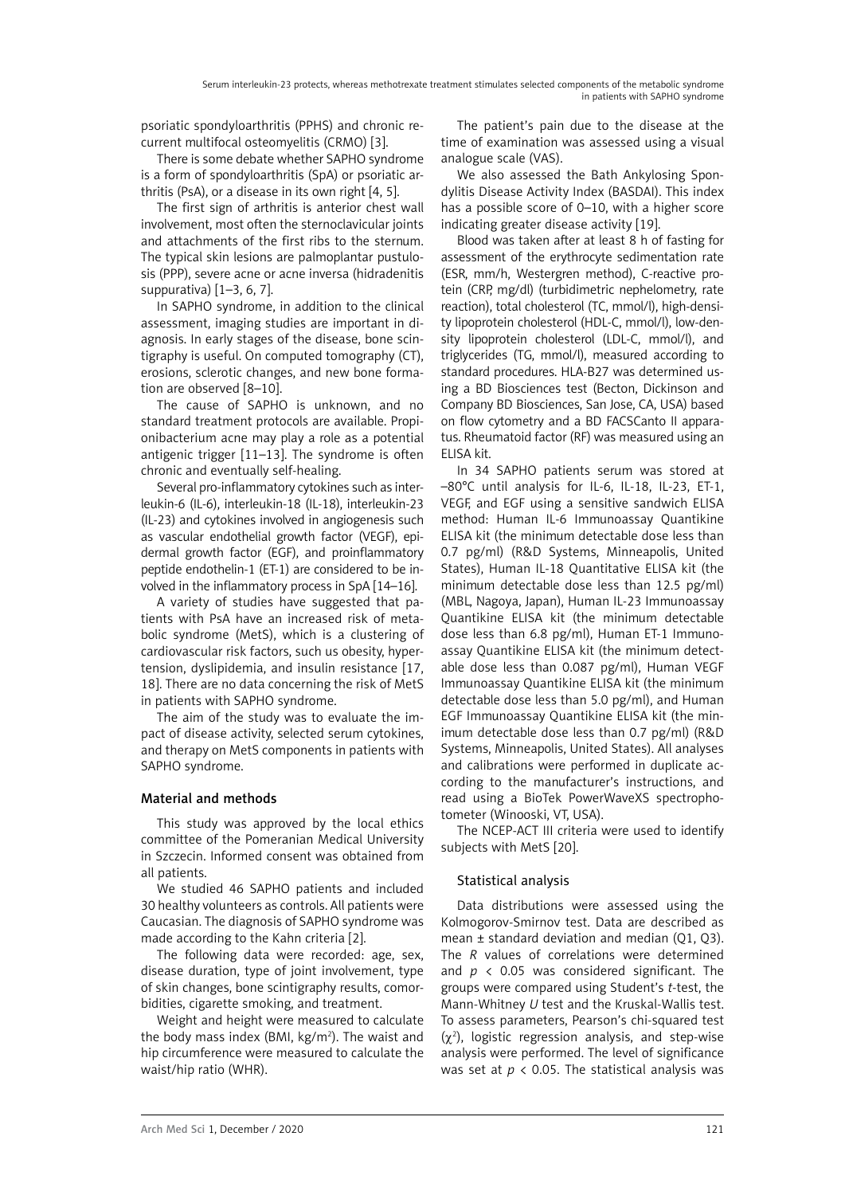psoriatic spondyloarthritis (PPHS) and chronic recurrent multifocal osteomyelitis (CRMO) [3].

There is some debate whether SAPHO syndrome is a form of spondyloarthritis (SpA) or psoriatic arthritis (PsA), or a disease in its own right [4, 5].

The first sign of arthritis is anterior chest wall involvement, most often the sternoclavicular joints and attachments of the first ribs to the sternum. The typical skin lesions are palmoplantar pustulosis (PPP), severe acne or acne inversa (hidradenitis suppurativa) [1–3, 6, 7].

In SAPHO syndrome, in addition to the clinical assessment, imaging studies are important in diagnosis. In early stages of the disease, bone scintigraphy is useful. On computed tomography (CT), erosions, sclerotic changes, and new bone formation are observed [8–10].

The cause of SAPHO is unknown, and no standard treatment protocols are available. Propionibacterium acne may play a role as a potential antigenic trigger [11–13]. The syndrome is often chronic and eventually self-healing.

Several pro-inflammatory cytokines such as interleukin-6 (IL-6), interleukin-18 (IL-18), interleukin-23 (IL-23) and cytokines involved in angiogenesis such as vascular endothelial growth factor (VEGF), epidermal growth factor (EGF), and proinflammatory peptide endothelin-1 (ET-1) are considered to be involved in the inflammatory process in SpA [14–16].

A variety of studies have suggested that patients with PsA have an increased risk of metabolic syndrome (MetS), which is a clustering of cardiovascular risk factors, such us obesity, hypertension, dyslipidemia, and insulin resistance [17, 18]. There are no data concerning the risk of MetS in patients with SAPHO syndrome.

The aim of the study was to evaluate the impact of disease activity, selected serum cytokines, and therapy on MetS components in patients with SAPHO syndrome.

## Material and methods

This study was approved by the local ethics committee of the Pomeranian Medical University in Szczecin. Informed consent was obtained from all patients.

We studied 46 SAPHO patients and included 30 healthy volunteers as controls. All patients were Caucasian. The diagnosis of SAPHO syndrome was made according to the Kahn criteria [2].

The following data were recorded: age, sex, disease duration, type of joint involvement, type of skin changes, bone scintigraphy results, comorbidities, cigarette smoking, and treatment.

Weight and height were measured to calculate the body mass index (BMI, kg/m$^2$). The waist and hip circumference were measured to calculate the waist/hip ratio (WHR).

The patient's pain due to the disease at the time of examination was assessed using a visual analogue scale (VAS).

We also assessed the Bath Ankylosing Spondylitis Disease Activity Index (BASDAI). This index has a possible score of 0–10, with a higher score indicating greater disease activity [19].

Blood was taken after at least 8 h of fasting for assessment of the erythrocyte sedimentation rate (ESR, mm/h, Westergren method), C-reactive protein (CRP, mg/dl) (turbidimetric nephelometry, rate reaction), total cholesterol (TC, mmol/l), high-density lipoprotein cholesterol (HDL-C, mmol/l), low-density lipoprotein cholesterol (LDL-C, mmol/l), and triglycerides (TG, mmol/l), measured according to standard procedures. HLA-B27 was determined using a BD Biosciences test (Becton, Dickinson and Company BD Biosciences, San Jose, CA, USA) based on flow cytometry and a BD FACSCanto II apparatus. Rheumatoid factor (RF) was measured using an ELISA kit.

In 34 SAPHO patients serum was stored at –80°C until analysis for IL-6, IL-18, IL-23, ET-1, VEGF, and EGF using a sensitive sandwich ELISA method: Human IL-6 Immunoassay Quantikine ELISA kit (the minimum detectable dose less than 0.7 pg/ml) (R&D Systems, Minneapolis, United States), Human IL-18 Quantitative ELISA kit (the minimum detectable dose less than 12.5 pg/ml) (MBL, Nagoya, Japan), Human IL-23 Immunoassay Quantikine ELISA kit (the minimum detectable dose less than 6.8 pg/ml), Human ET-1 Immunoassay Quantikine ELISA kit (the minimum detectable dose less than 0.087 pg/ml), Human VEGF Immunoassay Quantikine ELISA kit (the minimum detectable dose less than 5.0 pg/ml), and Human EGF Immunoassay Quantikine ELISA kit (the minimum detectable dose less than 0.7 pg/ml) (R&D Systems, Minneapolis, United States). All analyses and calibrations were performed in duplicate according to the manufacturer's instructions, and read using a BioTek PowerWaveXS spectrophotometer (Winooski, VT, USA).

The NCEP-ACT III criteria were used to identify subjects with MetS [20].

### Statistical analysis

Data distributions were assessed using the Kolmogorov-Smirnov test. Data are described as mean ± standard deviation and median (Q1, Q3). The *R* values of correlations were determined and $p < 0.05$ was considered significant. The groups were compared using Student's *t*-test, the Mann-Whitney *U* test and the Kruskal-Wallis test. To assess parameters, Pearson's chi-squared test ($\chi^2$), logistic regression analysis, and step-wise analysis were performed. The level of significance was set at $p < 0.05$. The statistical analysis was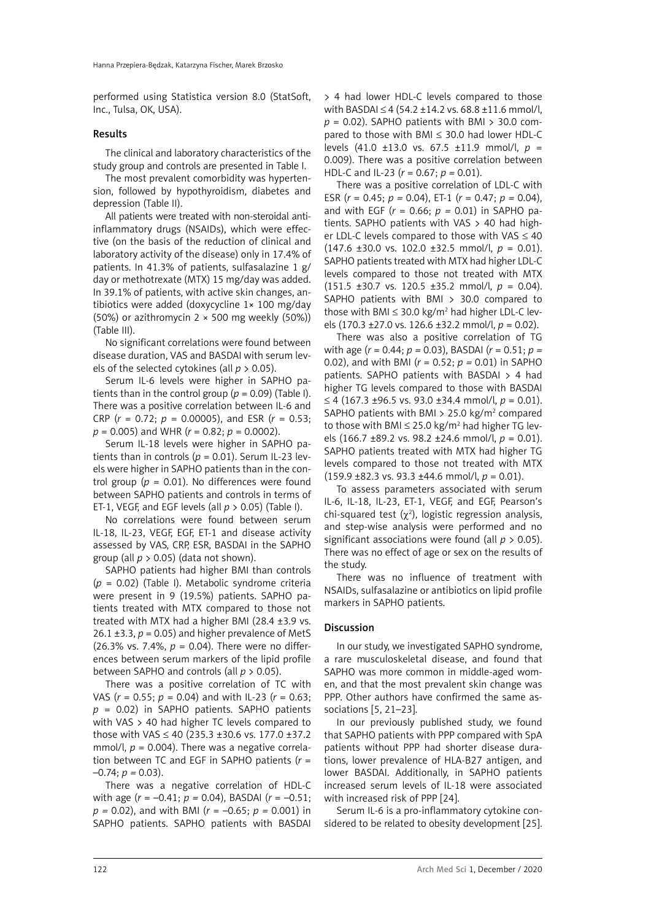performed using Statistica version 8.0 (StatSoft, Inc., Tulsa, OK, USA).

## Results

The clinical and laboratory characteristics of the study group and controls are presented in Table I.

The most prevalent comorbidity was hypertension, followed by hypothyroidism, diabetes and depression (Table II).

All patients were treated with non-steroidal anti-inflammatory drugs (NSAIDs), which were effective (on the basis of the reduction of clinical and laboratory activity of the disease) only in 17.4% of patients. In 41.3% of patients, sulfasalazine 1 g/day or methotrexate (MTX) 15 mg/day was added. In 39.1% of patients, with active skin changes, antibiotics were added (doxycycline 1× 100 mg/day (50%) or azithromycin 2 × 500 mg weekly (50%)) (Table III).

No significant correlations were found between disease duration, VAS and BASDAI with serum levels of the selected cytokines (all $p > 0.05$).

Serum IL-6 levels were higher in SAPHO patients than in the control group ($p = 0.09$) (Table I). There was a positive correlation between IL-6 and CRP ($r = 0.72$; $p = 0.00005$), and ESR ($r = 0.53$; $p = 0.005$) and WHR ($r = 0.82$; $p = 0.0002$).

Serum IL-18 levels were higher in SAPHO patients than in controls ($p = 0.01$). Serum IL-23 levels were higher in SAPHO patients than in the control group ($p = 0.01$). No differences were found between SAPHO patients and controls in terms of ET-1, VEGF, and EGF levels (all $p > 0.05$) (Table I).

No correlations were found between serum IL-18, IL-23, VEGF, EGF, ET-1 and disease activity assessed by VAS, CRP, ESR, BASDAI in the SAPHO group (all $p > 0.05$) (data not shown).

SAPHO patients had higher BMI than controls ($p = 0.02$) (Table I). Metabolic syndrome criteria were present in 9 (19.5%) patients. SAPHO patients treated with MTX compared to those not treated with MTX had a higher BMI (28.4 ±3.9 vs. 26.1 ±3.3, $p = 0.05$) and higher prevalence of MetS (26.3% vs. 7.4%, $p = 0.04$). There were no differences between serum markers of the lipid profile between SAPHO and controls (all $p > 0.05$).

There was a positive correlation of TC with VAS ($r = 0.55$; $p = 0.04$) and with IL-23 ($r = 0.63$; $p = 0.02$) in SAPHO patients. SAPHO patients with VAS > 40 had higher TC levels compared to those with VAS ≤ 40 (235.3 ±30.6 vs. 177.0 ±37.2 mmol/l, $p = 0.004$). There was a negative correlation between TC and EGF in SAPHO patients ($r = -0.74$; $p = 0.03$).

There was a negative correlation of HDL-C with age ($r = -0.41$; $p = 0.04$), BASDAI ($r = -0.51$; $p = 0.02$), and with BMI ($r = -0.65$; $p = 0.001$) in SAPHO patients. SAPHO patients with BASDAI > 4 had lower HDL-C levels compared to those with BASDAI ≤ 4 (54.2 ±14.2 vs. 68.8 ±11.6 mmol/l, $p = 0.02$). SAPHO patients with BMI > 30.0 compared to those with BMI ≤ 30.0 had lower HDL-C levels (41.0 ±13.0 vs. 67.5 ±11.9 mmol/l, $p = 0.009$). There was a positive correlation between HDL-C and IL-23 ($r = 0.67$; $p = 0.01$).

There was a positive correlation of LDL-C with ESR ($r = 0.45$; $p = 0.04$), ET-1 ($r = 0.47$; $p = 0.04$), and with EGF ($r = 0.66$; $p = 0.01$) in SAPHO patients. SAPHO patients with VAS > 40 had higher LDL-C levels compared to those with VAS ≤ 40 (147.6 ±30.0 vs. 102.0 ±32.5 mmol/l, $p = 0.01$). SAPHO patients treated with MTX had higher LDL-C levels compared to those not treated with MTX (151.5 ±30.7 vs. 120.5 ±35.2 mmol/l, $p = 0.04$). SAPHO patients with BMI > 30.0 compared to those with BMI ≤ 30.0 kg/m$^2$ had higher LDL-C levels (170.3 ±27.0 vs. 126.6 ±32.2 mmol/l, $p = 0.02$).

There was also a positive correlation of TG with age ($r = 0.44$; $p = 0.03$), BASDAI ($r = 0.51$; $p = 0.02$), and with BMI ($r = 0.52$; $p = 0.01$) in SAPHO patients. SAPHO patients with BASDAI > 4 had higher TG levels compared to those with BASDAI ≤ 4 (167.3 ±96.5 vs. 93.0 ±34.4 mmol/l, $p = 0.01$). SAPHO patients with BMI > 25.0 kg/m$^2$ compared to those with BMI ≤ 25.0 kg/m$^2$ had higher TG levels (166.7 ±89.2 vs. 98.2 ±24.6 mmol/l, $p = 0.01$). SAPHO patients treated with MTX had higher TG levels compared to those not treated with MTX (159.9 ±82.3 vs. 93.3 ±44.6 mmol/l, $p = 0.01$).

To assess parameters associated with serum IL-6, IL-18, IL-23, ET-1, VEGF, and EGF, Pearson's chi-squared test ($\chi^2$), logistic regression analysis, and step-wise analysis were performed and no significant associations were found (all $p > 0.05$). There was no effect of age or sex on the results of the study.

There was no influence of treatment with NSAIDs, sulfasalazine or antibiotics on lipid profile markers in SAPHO patients.

## Discussion

In our study, we investigated SAPHO syndrome, a rare musculoskeletal disease, and found that SAPHO was more common in middle-aged women, and that the most prevalent skin change was PPP. Other authors have confirmed the same associations [5, 21–23].

In our previously published study, we found that SAPHO patients with PPP compared with SpA patients without PPP had shorter disease durations, lower prevalence of HLA-B27 antigen, and lower BASDAI. Additionally, in SAPHO patients increased serum levels of IL-18 were associated with increased risk of PPP [24].

Serum IL-6 is a pro-inflammatory cytokine considered to be related to obesity development [25].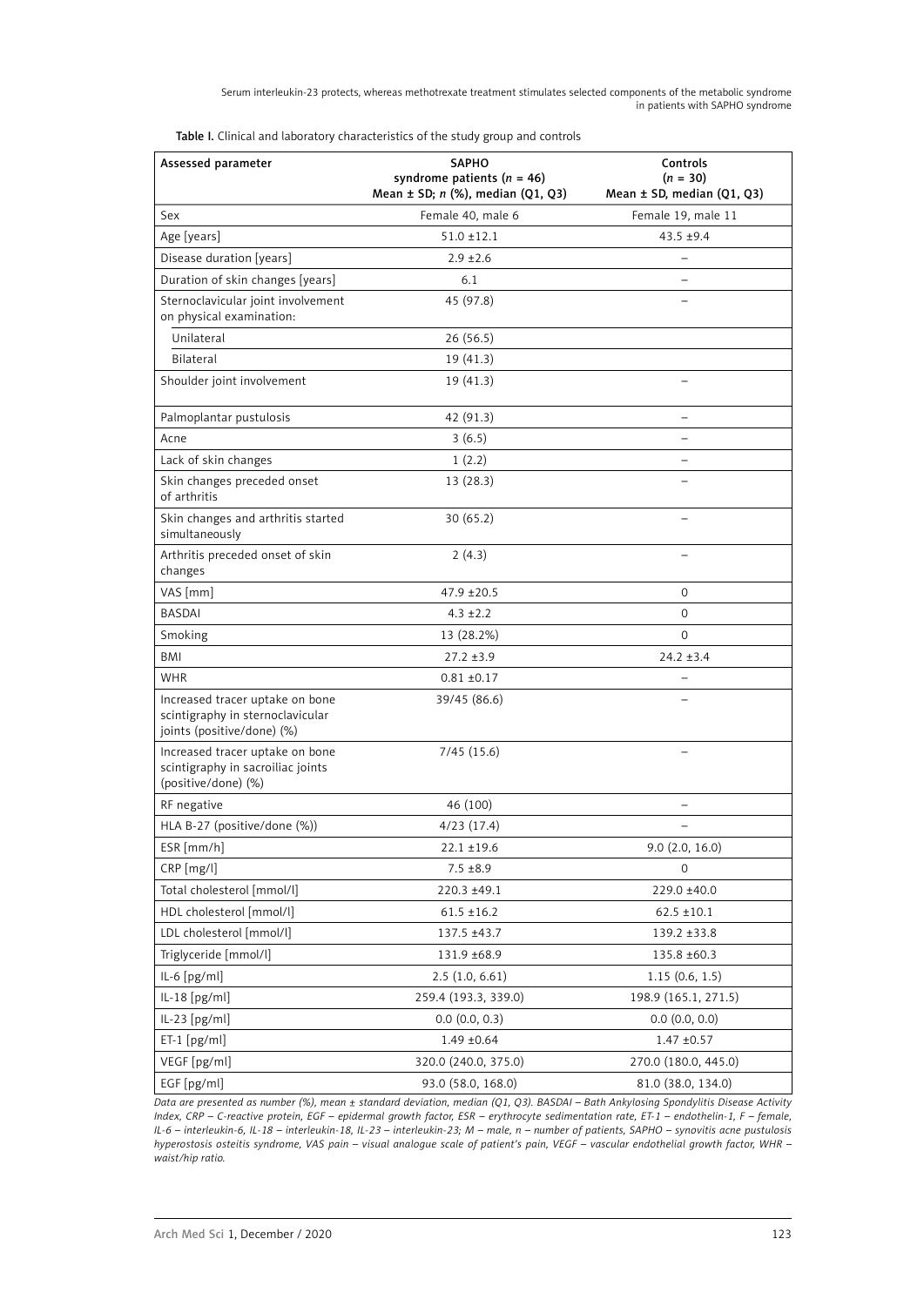**Table I.** Clinical and laboratory characteristics of the study group and controls

| Assessed parameter | SAPHO syndrome patients ($n$ = 46) Mean ± SD; $n$ (%), median (Q1, Q3) | Controls ($n$ = 30) Mean ± SD, median (Q1, Q3) |
|---|---|---|
| Sex | Female 40, male 6 | Female 19, male 11 |
| Age [years] | 51.0 ±12.1 | 43.5 ±9.4 |
| Disease duration [years] | 2.9 ±2.6 | – |
| Duration of skin changes [years] | 6.1 | – |
| Sternoclavicular joint involvement on physical examination: | 45 (97.8) | – |
| Unilateral | 26 (56.5) | |
| Bilateral | 19 (41.3) | |
| Shoulder joint involvement | 19 (41.3) | – |
| Palmoplantar pustulosis | 42 (91.3) | – |
| Acne | 3 (6.5) | – |
| Lack of skin changes | 1 (2.2) | – |
| Skin changes preceded onset of arthritis | 13 (28.3) | – |
| Skin changes and arthritis started simultaneously | 30 (65.2) | – |
| Arthritis preceded onset of skin changes | 2 (4.3) | – |
| VAS [mm] | 47.9 ±20.5 | 0 |
| BASDAI | 4.3 ±2.2 | 0 |
| Smoking | 13 (28.2%) | 0 |
| BMI | 27.2 ±3.9 | 24.2 ±3.4 |
| WHR | 0.81 ±0.17 | – |
| Increased tracer uptake on bone scintigraphy in sternoclavicular joints (positive/done) (%) | 39/45 (86.6) | – |
| Increased tracer uptake on bone scintigraphy in sacroiliac joints (positive/done) (%) | 7/45 (15.6) | – |
| RF negative | 46 (100) | – |
| HLA B-27 (positive/done (%)) | 4/23 (17.4) | – |
| ESR [mm/h] | 22.1 ±19.6 | 9.0 (2.0, 16.0) |
| CRP [mg/l] | 7.5 ±8.9 | 0 |
| Total cholesterol [mmol/l] | 220.3 ±49.1 | 229.0 ±40.0 |
| HDL cholesterol [mmol/l] | 61.5 ±16.2 | 62.5 ±10.1 |
| LDL cholesterol [mmol/l] | 137.5 ±43.7 | 139.2 ±33.8 |
| Triglyceride [mmol/l] | 131.9 ±68.9 | 135.8 ±60.3 |
| IL-6 [pg/ml] | 2.5 (1.0, 6.61) | 1.15 (0.6, 1.5) |
| IL-18 [pg/ml] | 259.4 (193.3, 339.0) | 198.9 (165.1, 271.5) |
| IL-23 [pg/ml] | 0.0 (0.0, 0.3) | 0.0 (0.0, 0.0) |
| ET-1 [pg/ml] | 1.49 ±0.64 | 1.47 ±0.57 |
| VEGF [pg/ml] | 320.0 (240.0, 375.0) | 270.0 (180.0, 445.0) |
| EGF [pg/ml] | 93.0 (58.0, 168.0) | 81.0 (38.0, 134.0) |

*Data are presented as number (%), mean ± standard deviation, median (Q1, Q3). BASDAI – Bath Ankylosing Spondylitis Disease Activity Index, CRP – C-reactive protein, EGF – epidermal growth factor, ESR – erythrocyte sedimentation rate, ET-1 – endothelin-1, F – female, IL-6 – interleukin-6, IL-18 – interleukin-18, IL-23 – interleukin-23; M – male, n – number of patients, SAPHO – synovitis acne pustulosis hyperostosis osteitis syndrome, VAS pain – visual analogue scale of patient's pain, VEGF – vascular endothelial growth factor, WHR – waist/hip ratio.*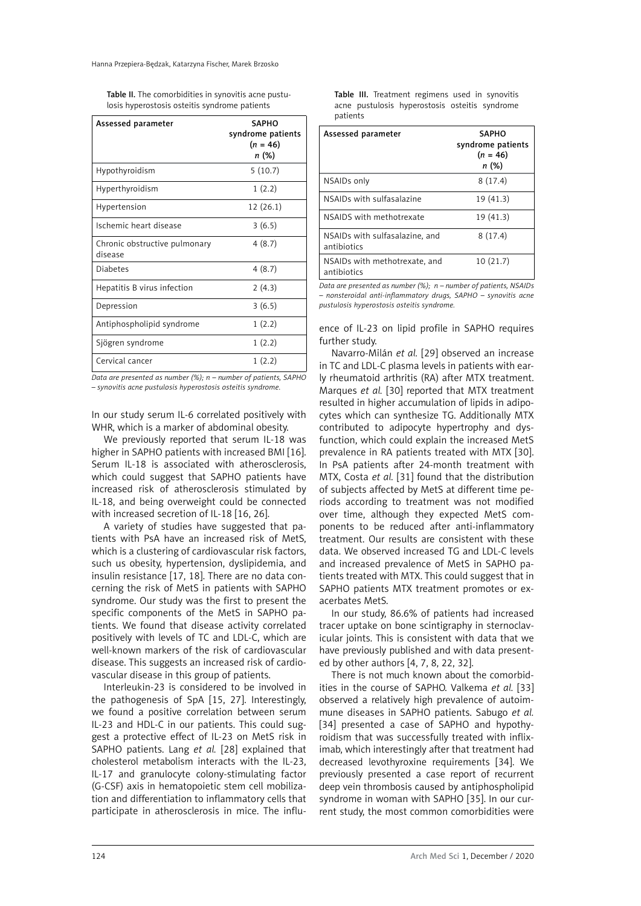Table II. The comorbidities in synovitis acne pustulosis hyperostosis osteitis syndrome patients

| Assessed parameter | SAPHO syndrome patients ($n$ = 46) $n$ (%) |
|---|---|
| Hypothyroidism | 5 (10.7) |
| Hyperthyroidism | 1 (2.2) |
| Hypertension | 12 (26.1) |
| Ischemic heart disease | 3 (6.5) |
| Chronic obstructive pulmonary disease | 4 (8.7) |
| Diabetes | 4 (8.7) |
| Hepatitis B virus infection | 2 (4.3) |
| Depression | 3 (6.5) |
| Antiphospholipid syndrome | 1 (2.2) |
| Sjögren syndrome | 1 (2.2) |
| Cervical cancer | 1 (2.2) |

*Data are presented as number (%); n – number of patients, SAPHO – synovitis acne pustulosis hyperostosis osteitis syndrome.*

In our study serum IL-6 correlated positively with WHR, which is a marker of abdominal obesity.

We previously reported that serum IL-18 was higher in SAPHO patients with increased BMI [16]. Serum IL-18 is associated with atherosclerosis, which could suggest that SAPHO patients have increased risk of atherosclerosis stimulated by IL-18, and being overweight could be connected with increased secretion of IL-18 [16, 26].

A variety of studies have suggested that patients with PsA have an increased risk of MetS, which is a clustering of cardiovascular risk factors, such us obesity, hypertension, dyslipidemia, and insulin resistance [17, 18]. There are no data concerning the risk of MetS in patients with SAPHO syndrome. Our study was the first to present the specific components of the MetS in SAPHO patients. We found that disease activity correlated positively with levels of TC and LDL-C, which are well-known markers of the risk of cardiovascular disease. This suggests an increased risk of cardiovascular disease in this group of patients.

Interleukin-23 is considered to be involved in the pathogenesis of SpA [15, 27]. Interestingly, we found a positive correlation between serum IL-23 and HDL-C in our patients. This could suggest a protective effect of IL-23 on MetS risk in SAPHO patients. Lang *et al.* [28] explained that cholesterol metabolism interacts with the IL-23, IL-17 and granulocyte colony-stimulating factor (G-CSF) axis in hematopoietic stem cell mobilization and differentiation to inflammatory cells that participate in atherosclerosis in mice. The influence of IL-23 on lipid profile in SAPHO requires further study.

Table III. Treatment regimens used in synovitis acne pustulosis hyperostosis osteitis syndrome patients

| Assessed parameter | SAPHO syndrome patients ($n$ = 46) $n$ (%) |
|---|---|
| NSAIDs only | 8 (17.4) |
| NSAIDs with sulfasalazine | 19 (41.3) |
| NSAIDS with methotrexate | 19 (41.3) |
| NSAIDs with sulfasalazine, and antibiotics | 8 (17.4) |
| NSAIDs with methotrexate, and antibiotics | 10 (21.7) |

*Data are presented as number (%); n – number of patients, NSAIDs – nonsteroidal anti-inflammatory drugs, SAPHO – synovitis acne pustulosis hyperostosis osteitis syndrome.*

Navarro-Milán *et al.* [29] observed an increase in TC and LDL-C plasma levels in patients with early rheumatoid arthritis (RA) after MTX treatment. Marques *et al.* [30] reported that MTX treatment resulted in higher accumulation of lipids in adipocytes which can synthesize TG. Additionally MTX contributed to adipocyte hypertrophy and dysfunction, which could explain the increased MetS prevalence in RA patients treated with MTX [30]. In PsA patients after 24-month treatment with MTX, Costa *et al.* [31] found that the distribution of subjects affected by MetS at different time periods according to treatment was not modified over time, although they expected MetS components to be reduced after anti-inflammatory treatment. Our results are consistent with these data. We observed increased TG and LDL-C levels and increased prevalence of MetS in SAPHO patients treated with MTX. This could suggest that in SAPHO patients MTX treatment promotes or exacerbates MetS.

In our study, 86.6% of patients had increased tracer uptake on bone scintigraphy in sternoclavicular joints. This is consistent with data that we have previously published and with data presented by other authors [4, 7, 8, 22, 32].

There is not much known about the comorbidities in the course of SAPHO. Valkema *et al.* [33] observed a relatively high prevalence of autoimmune diseases in SAPHO patients. Sabugo *et al.* [34] presented a case of SAPHO and hypothyroidism that was successfully treated with infliximab, which interestingly after that treatment had decreased levothyroxine requirements [34]. We previously presented a case report of recurrent deep vein thrombosis caused by antiphospholipid syndrome in woman with SAPHO [35]. In our current study, the most common comorbidities were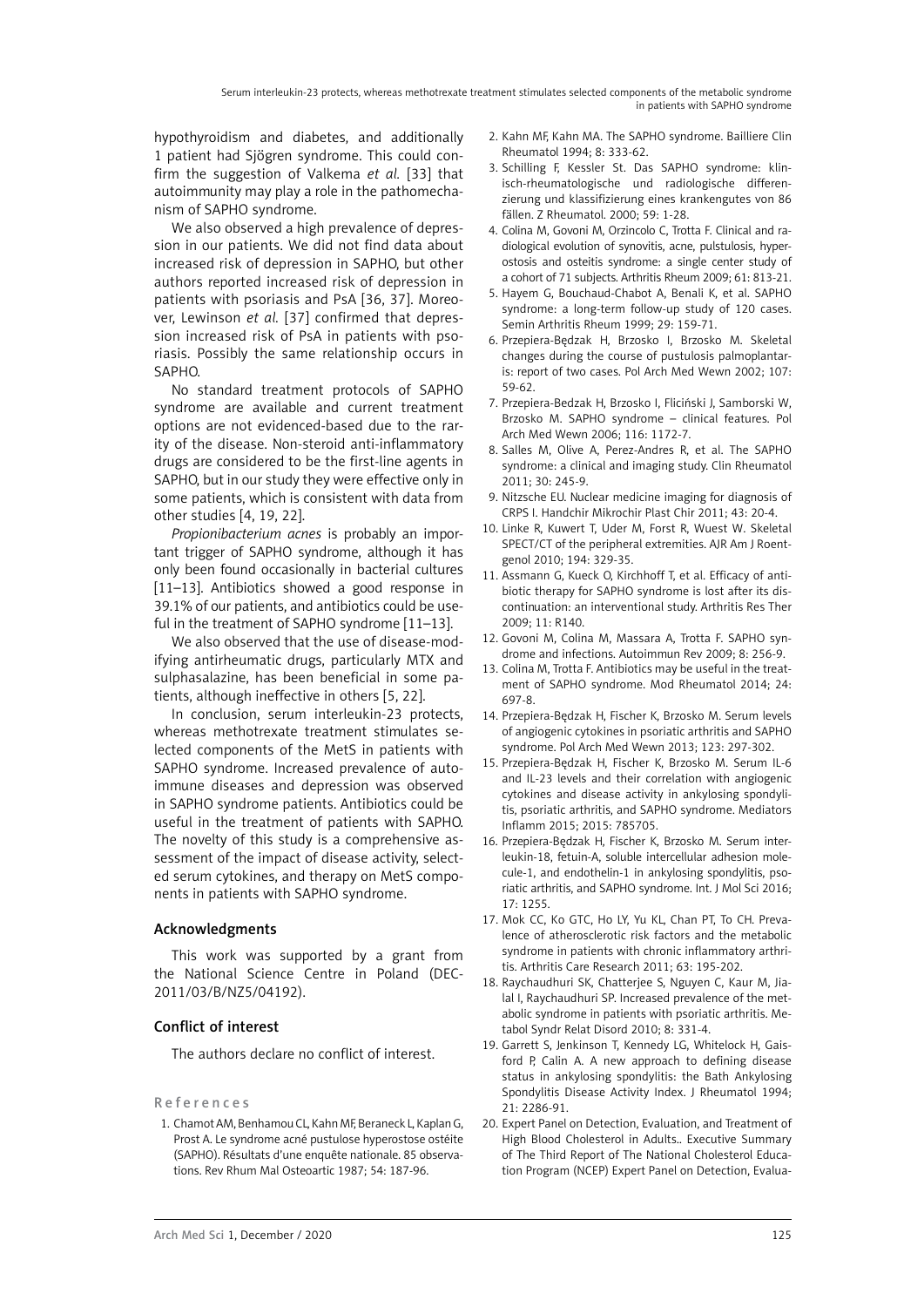hypothyroidism and diabetes, and additionally 1 patient had Sjögren syndrome. This could confirm the suggestion of Valkema *et al.* [33] that autoimmunity may play a role in the pathomechanism of SAPHO syndrome.

We also observed a high prevalence of depression in our patients. We did not find data about increased risk of depression in SAPHO, but other authors reported increased risk of depression in patients with psoriasis and PsA [36, 37]. Moreover, Lewinson *et al.* [37] confirmed that depression increased risk of PsA in patients with psoriasis. Possibly the same relationship occurs in SAPHO.

No standard treatment protocols of SAPHO syndrome are available and current treatment options are not evidenced-based due to the rarity of the disease. Non-steroid anti-inflammatory drugs are considered to be the first-line agents in SAPHO, but in our study they were effective only in some patients, which is consistent with data from other studies [4, 19, 22].

*Propionibacterium acnes* is probably an important trigger of SAPHO syndrome, although it has only been found occasionally in bacterial cultures [11–13]. Antibiotics showed a good response in 39.1% of our patients, and antibiotics could be useful in the treatment of SAPHO syndrome [11–13].

We also observed that the use of disease-modifying antirheumatic drugs, particularly MTX and sulphasalazine, has been beneficial in some patients, although ineffective in others [5, 22].

In conclusion, serum interleukin-23 protects, whereas methotrexate treatment stimulates selected components of the MetS in patients with SAPHO syndrome. Increased prevalence of autoimmune diseases and depression was observed in SAPHO syndrome patients. Antibiotics could be useful in the treatment of patients with SAPHO. The novelty of this study is a comprehensive assessment of the impact of disease activity, selected serum cytokines, and therapy on MetS components in patients with SAPHO syndrome.

## Acknowledgments

This work was supported by a grant from the National Science Centre in Poland (DEC-2011/03/B/NZ5/04192).

## Conflict of interest

The authors declare no conflict of interest.

## References

1. Chamot AM, Benhamou CL, Kahn MF, Beraneck L, Kaplan G, Prost A. Le syndrome acné pustulose hyperostose ostéite (SAPHO). Résultats d'une enquête nationale. 85 observations. Rev Rhum Mal Osteoartic 1987; 54: 187-96.
2. Kahn MF, Kahn MA. The SAPHO syndrome. Bailliere Clin Rheumatol 1994; 8: 333-62.
3. Schilling F, Kessler St. Das SAPHO syndrome: klinisch-rheumatologische und radiologische differenzierung und klassifizierung eines krankengutes von 86 fällen. Z Rheumatol. 2000; 59: 1-28.
4. Colina M, Govoni M, Orzincolo C, Trotta F. Clinical and radiological evolution of synovitis, acne, pulstulosis, hyperostosis and osteitis syndrome: a single center study of a cohort of 71 subjects. Arthritis Rheum 2009; 61: 813-21.
5. Hayem G, Bouchaud-Chabot A, Benali K, et al. SAPHO syndrome: a long-term follow-up study of 120 cases. Semin Arthritis Rheum 1999; 29: 159-71.
6. Przepiera-Będzak H, Brzosko I, Brzosko M. Skeletal changes during the course of pustulosis palmoplantaris: report of two cases. Pol Arch Med Wewn 2002; 107: 59-62.
7. Przepiera-Bedzak H, Brzosko I, Fliciński J, Samborski W, Brzosko M. SAPHO syndrome – clinical features. Pol Arch Med Wewn 2006; 116: 1172-7.
8. Salles M, Olive A, Perez-Andres R, et al. The SAPHO syndrome: a clinical and imaging study. Clin Rheumatol 2011; 30: 245-9.
9. Nitzsche EU. Nuclear medicine imaging for diagnosis of CRPS I. Handchir Mikrochir Plast Chir 2011; 43: 20-4.
10. Linke R, Kuwert T, Uder M, Forst R, Wuest W. Skeletal SPECT/CT of the peripheral extremities. AJR Am J Roentgenol 2010; 194: 329-35.
11. Assmann G, Kueck O, Kirchhoff T, et al. Efficacy of antibiotic therapy for SAPHO syndrome is lost after its discontinuation: an interventional study. Arthritis Res Ther 2009; 11: R140.
12. Govoni M, Colina M, Massara A, Trotta F. SAPHO syndrome and infections. Autoimmun Rev 2009; 8: 256-9.
13. Colina M, Trotta F. Antibiotics may be useful in the treatment of SAPHO syndrome. Mod Rheumatol 2014; 24: 697-8.
14. Przepiera-Będzak H, Fischer K, Brzosko M. Serum levels of angiogenic cytokines in psoriatic arthritis and SAPHO syndrome. Pol Arch Med Wewn 2013; 123: 297-302.
15. Przepiera-Będzak H, Fischer K, Brzosko M. Serum IL-6 and IL-23 levels and their correlation with angiogenic cytokines and disease activity in ankylosing spondylitis, psoriatic arthritis, and SAPHO syndrome. Mediators Inflamm 2015; 2015: 785705.
16. Przepiera-Będzak H, Fischer K, Brzosko M. Serum interleukin-18, fetuin-A, soluble intercellular adhesion molecule-1, and endothelin-1 in ankylosing spondylitis, psoriatic arthritis, and SAPHO syndrome. Int. J Mol Sci 2016; 17: 1255.
17. Mok CC, Ko GTC, Ho LY, Yu KL, Chan PT, To CH. Prevalence of atherosclerotic risk factors and the metabolic syndrome in patients with chronic inflammatory arthritis. Arthritis Care Research 2011; 63: 195-202.
18. Raychaudhuri SK, Chatterjee S, Nguyen C, Kaur M, Jialal I, Raychaudhuri SP. Increased prevalence of the metabolic syndrome in patients with psoriatic arthritis. Metabol Syndr Relat Disord 2010; 8: 331-4.
19. Garrett S, Jenkinson T, Kennedy LG, Whitelock H, Gaisford P, Calin A. A new approach to defining disease status in ankylosing spondylitis: the Bath Ankylosing Spondylitis Disease Activity Index. J Rheumatol 1994; 21: 2286-91.
20. Expert Panel on Detection, Evaluation, and Treatment of High Blood Cholesterol in Adults.. Executive Summary of The Third Report of The National Cholesterol Education Program (NCEP) Expert Panel on Detection, Evalua-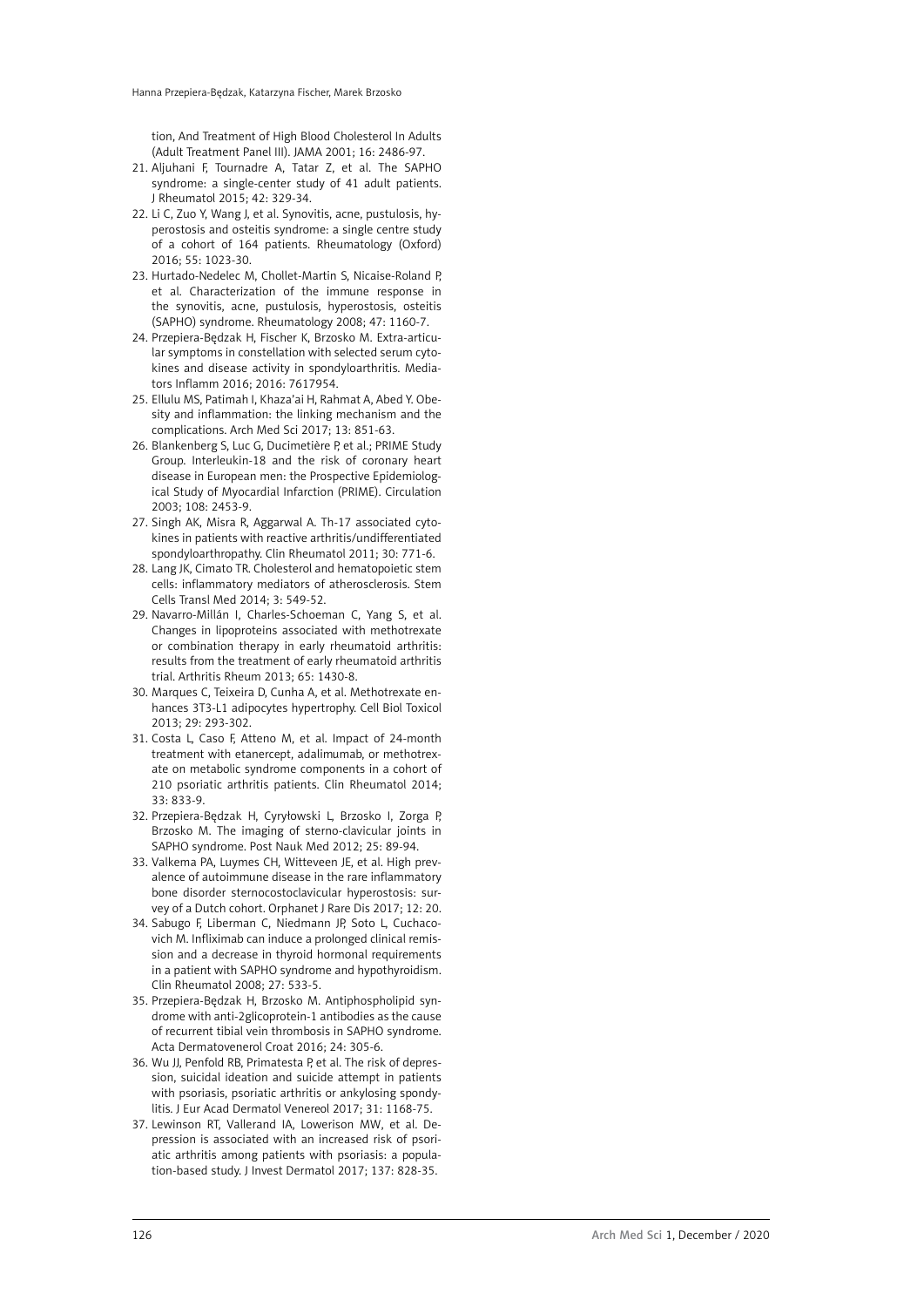tion, And Treatment of High Blood Cholesterol In Adults (Adult Treatment Panel III). JAMA 2001; 16: 2486-97.

21. Aljuhani F, Tournadre A, Tatar Z, et al. The SAPHO syndrome: a single-center study of 41 adult patients. J Rheumatol 2015; 42: 329-34.
22. Li C, Zuo Y, Wang J, et al. Synovitis, acne, pustulosis, hyperostosis and osteitis syndrome: a single centre study of a cohort of 164 patients. Rheumatology (Oxford) 2016; 55: 1023-30.
23. Hurtado-Nedelec M, Chollet-Martin S, Nicaise-Roland P, et al. Characterization of the immune response in the synovitis, acne, pustulosis, hyperostosis, osteitis (SAPHO) syndrome. Rheumatology 2008; 47: 1160-7.
24. Przepiera-Będzak H, Fischer K, Brzosko M. Extra-articular symptoms in constellation with selected serum cytokines and disease activity in spondyloarthritis. Mediators Inflamm 2016; 2016: 7617954.
25. Ellulu MS, Patimah I, Khaza'ai H, Rahmat A, Abed Y. Obesity and inflammation: the linking mechanism and the complications. Arch Med Sci 2017; 13: 851-63.
26. Blankenberg S, Luc G, Ducimetière P, et al.; PRIME Study Group. Interleukin-18 and the risk of coronary heart disease in European men: the Prospective Epidemiological Study of Myocardial Infarction (PRIME). Circulation 2003; 108: 2453-9.
27. Singh AK, Misra R, Aggarwal A. Th-17 associated cytokines in patients with reactive arthritis/undifferentiated spondyloarthropathy. Clin Rheumatol 2011; 30: 771-6.
28. Lang JK, Cimato TR. Cholesterol and hematopoietic stem cells: inflammatory mediators of atherosclerosis. Stem Cells Transl Med 2014; 3: 549-52.
29. Navarro-Millán I, Charles-Schoeman C, Yang S, et al. Changes in lipoproteins associated with methotrexate or combination therapy in early rheumatoid arthritis: results from the treatment of early rheumatoid arthritis trial. Arthritis Rheum 2013; 65: 1430-8.
30. Marques C, Teixeira D, Cunha A, et al. Methotrexate enhances 3T3-L1 adipocytes hypertrophy. Cell Biol Toxicol 2013; 29: 293-302.
31. Costa L, Caso F, Atteno M, et al. Impact of 24-month treatment with etanercept, adalimumab, or methotrexate on metabolic syndrome components in a cohort of 210 psoriatic arthritis patients. Clin Rheumatol 2014; 33: 833-9.
32. Przepiera-Będzak H, Cyryłowski L, Brzosko I, Zorga P, Brzosko M. The imaging of sterno-clavicular joints in SAPHO syndrome. Post Nauk Med 2012; 25: 89-94.
33. Valkema PA, Luymes CH, Witteveen JE, et al. High prevalence of autoimmune disease in the rare inflammatory bone disorder sternocostoclavicular hyperostosis: survey of a Dutch cohort. Orphanet J Rare Dis 2017; 12: 20.
34. Sabugo F, Liberman C, Niedmann JP, Soto L, Cuchacovich M. Infliximab can induce a prolonged clinical remission and a decrease in thyroid hormonal requirements in a patient with SAPHO syndrome and hypothyroidism. Clin Rheumatol 2008; 27: 533-5.
35. Przepiera-Będzak H, Brzosko M. Antiphospholipid syndrome with anti-2glicoprotein-1 antibodies as the cause of recurrent tibial vein thrombosis in SAPHO syndrome. Acta Dermatovenerol Croat 2016; 24: 305-6.
36. Wu JJ, Penfold RB, Primatesta P, et al. The risk of depression, suicidal ideation and suicide attempt in patients with psoriasis, psoriatic arthritis or ankylosing spondylitis. J Eur Acad Dermatol Venereol 2017; 31: 1168-75.
37. Lewinson RT, Vallerand IA, Lowerison MW, et al. Depression is associated with an increased risk of psoriatic arthritis among patients with psoriasis: a population-based study. J Invest Dermatol 2017; 137: 828-35.